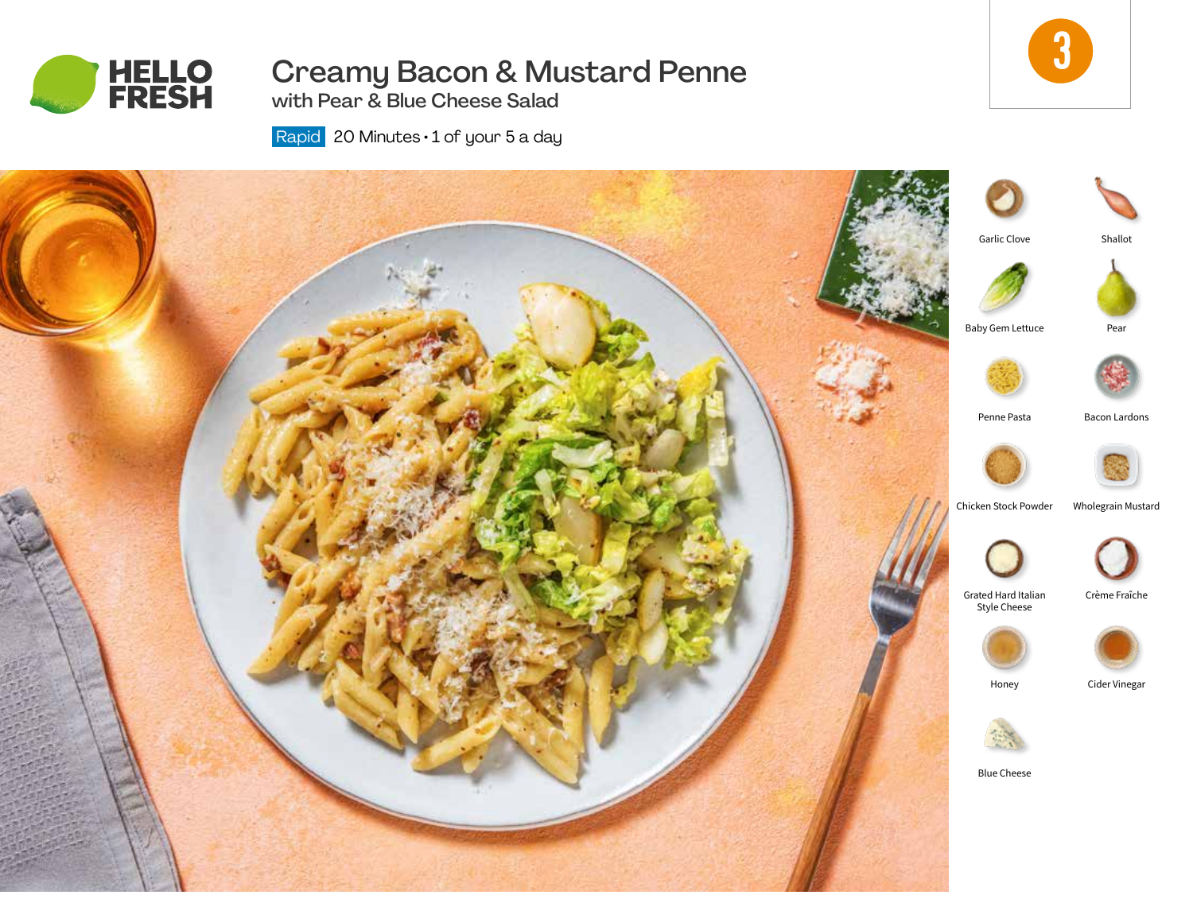HELLO FRESH

# Creamy Bacon & Mustard Penne

## with Pear & Blue Cheese Salad

Rapid 20 Minutes • 1 of your 5 a day

3

- Garlic Clove
- Shallot
- Baby Gem Lettuce
- Pear
- Penne Pasta
- Bacon Lardons
- Chicken Stock Powder
- Wholegrain Mustard
- Grated Hard Italian Style Cheese
- Crème Fraîche
- Honey
- Cider Vinegar
- Blue Cheese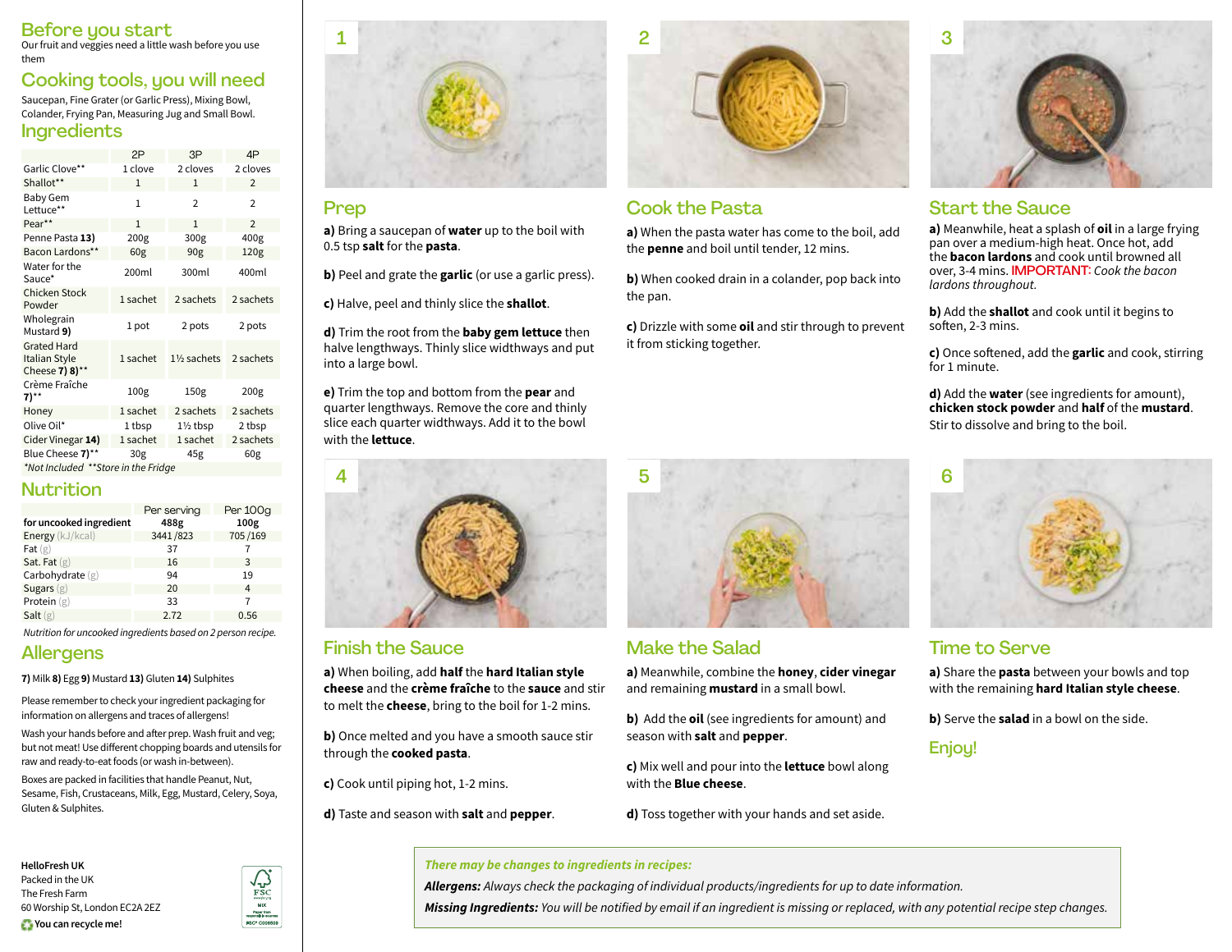## Before you start

Our fruit and veggies need a little wash before you use them

## Cooking tools, you will need

Saucepan, Fine Grater (or Garlic Press), Mixing Bowl, Colander, Frying Pan, Measuring Jug and Small Bowl.

## Ingredients

| | 2P | 3P | 4P |
|---|---|---|---|
| Garlic Clove** | 1 clove | 2 cloves | 2 cloves |
| Shallot** | 1 | 1 | 2 |
| Baby Gem Lettuce** | 1 | 2 | 2 |
| Pear** | 1 | 1 | 2 |
| Penne Pasta **13)** | 200g | 300g | 400g |
| Bacon Lardons** | 60g | 90g | 120g |
| Water for the Sauce* | 200ml | 300ml | 400ml |
| Chicken Stock Powder | 1 sachet | 2 sachets | 2 sachets |
| Wholegrain Mustard **9)** | 1 pot | 2 pots | 2 pots |
| Grated Hard Italian Style Cheese **7) 8)**** | 1 sachet | 1½ sachets | 2 sachets |
| Crème Fraîche **7)**** | 100g | 150g | 200g |
| Honey | 1 sachet | 2 sachets | 2 sachets |
| Olive Oil* | 1 tbsp | 1½ tbsp | 2 tbsp |
| Cider Vinegar **14)** | 1 sachet | 1 sachet | 2 sachets |
| Blue Cheese **7)**** | 30g | 45g | 60g |

*\*Not Included \*\*Store in the Fridge*

## Nutrition

| | Per serving | Per 100g |
|---|---|---|
| **for uncooked ingredient** | **488g** | **100g** |
| Energy (kJ/kcal) | 3441 /823 | 705 /169 |
| Fat (g) | 37 | 7 |
| Sat. Fat (g) | 16 | 3 |
| Carbohydrate (g) | 94 | 19 |
| Sugars (g) | 20 | 4 |
| Protein (g) | 33 | 7 |
| Salt (g) | 2.72 | 0.56 |

*Nutrition for uncooked ingredients based on 2 person recipe.*

## Allergens

**7)** Milk **8)** Egg **9)** Mustard **13)** Gluten **14)** Sulphites

Please remember to check your ingredient packaging for information on allergens and traces of allergens!

Wash your hands before and after prep. Wash fruit and veg; but not meat! Use different chopping boards and utensils for raw and ready-to-eat foods (or wash in-between).

Boxes are packed in facilities that handle Peanut, Nut, Sesame, Fish, Crustaceans, Milk, Egg, Mustard, Celery, Soya, Gluten & Sulphites.

**HelloFresh UK**
Packed in the UK
The Fresh Farm
60 Worship St, London EC2A 2EZ
**You can recycle me!**

## 1 Prep

**a)** Bring a saucepan of **water** up to the boil with 0.5 tsp **salt** for the **pasta**.

**b)** Peel and grate the **garlic** (or use a garlic press).

**c)** Halve, peel and thinly slice the **shallot**.

**d)** Trim the root from the **baby gem lettuce** then halve lengthways. Thinly slice widthways and put into a large bowl.

**e)** Trim the top and bottom from the **pear** and quarter lengthways. Remove the core and thinly slice each quarter widthways. Add it to the bowl with the **lettuce**.

## 2 Cook the Pasta

**a)** When the pasta water has come to the boil, add the **penne** and boil until tender, 12 mins.

**b)** When cooked drain in a colander, pop back into the pan.

**c)** Drizzle with some **oil** and stir through to prevent it from sticking together.

## 3 Start the Sauce

**a)** Meanwhile, heat a splash of **oil** in a large frying pan over a medium-high heat. Once hot, add the **bacon lardons** and cook until browned all over, 3-4 mins. **IMPORTANT:** *Cook the bacon lardons throughout.*

**b)** Add the **shallot** and cook until it begins to soften, 2-3 mins.

**c)** Once softened, add the **garlic** and cook, stirring for 1 minute.

**d)** Add the **water** (see ingredients for amount), **chicken stock powder** and **half** of the **mustard**. Stir to dissolve and bring to the boil.

## 4 Finish the Sauce

**a)** When boiling, add **half** the **hard Italian style cheese** and the **crème fraîche** to the **sauce** and stir to melt the **cheese**, bring to the boil for 1-2 mins.

**b)** Once melted and you have a smooth sauce stir through the **cooked pasta**.

**c)** Cook until piping hot, 1-2 mins.

**d)** Taste and season with **salt** and **pepper**.

## 5 Make the Salad

**a)** Meanwhile, combine the **honey**, **cider vinegar** and remaining **mustard** in a small bowl.

**b)** Add the **oil** (see ingredients for amount) and season with **salt** and **pepper**.

**c)** Mix well and pour into the **lettuce** bowl along with the **Blue cheese**.

**d)** Toss together with your hands and set aside.

## 6 Time to Serve

**a)** Share the **pasta** between your bowls and top with the remaining **hard Italian style cheese**.

**b)** Serve the **salad** in a bowl on the side.

**Enjoy!**

***There may be changes to ingredients in recipes:***

***Allergens:*** *Always check the packaging of individual products/ingredients for up to date information.*

***Missing Ingredients:*** *You will be notified by email if an ingredient is missing or replaced, with any potential recipe step changes.*